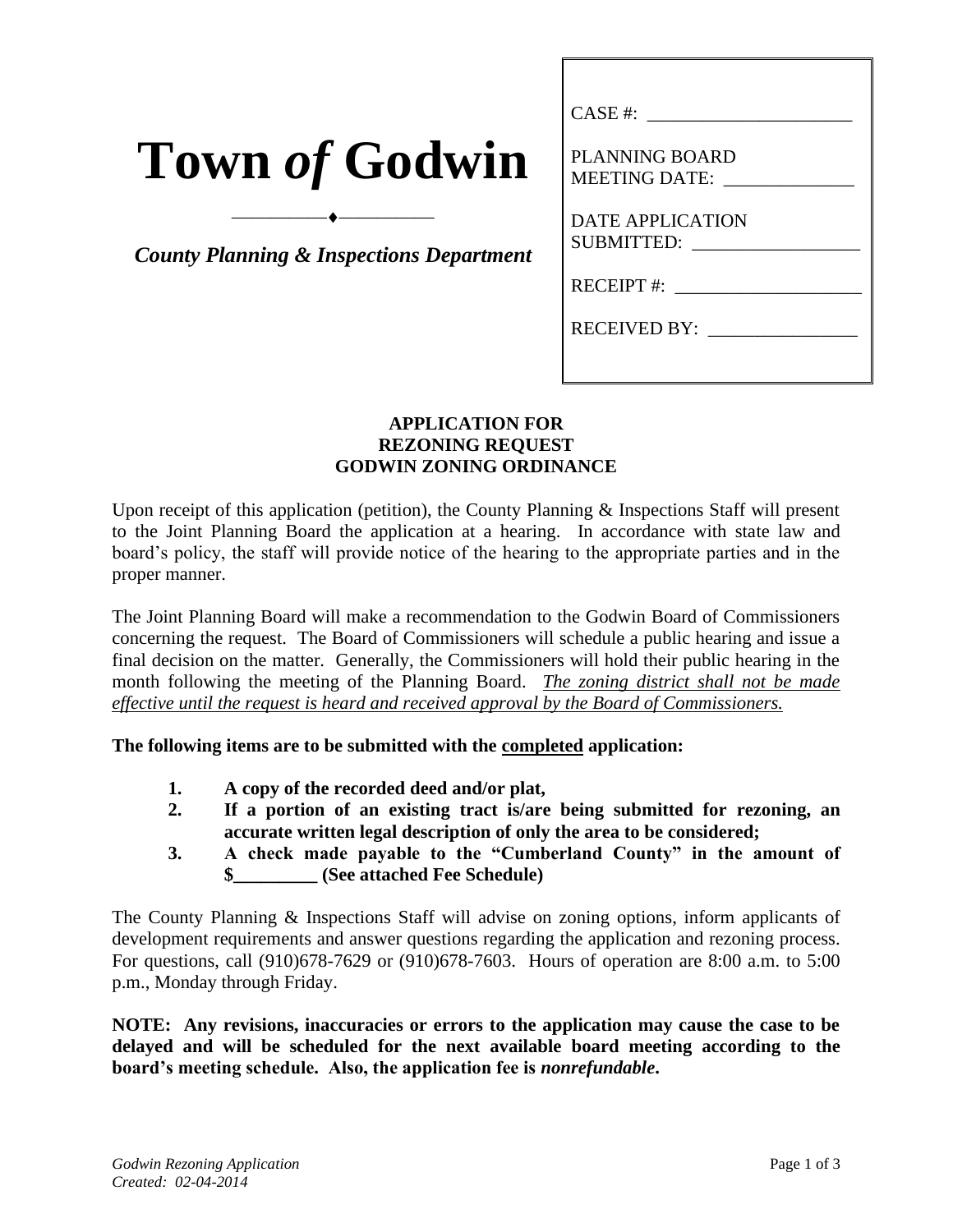# Town *of* Godwin

*County Planning & Inspections Department*

CASE #: ______________________

PLANNING BOARD MEETING DATE: ______________

DATE APPLICATION SUBMITTED: __________________

RECEIPT #: ____________________

RECEIVED BY: ________________

## APPLICATION FOR
## REZONING REQUEST
## GODWIN ZONING ORDINANCE

Upon receipt of this application (petition), the County Planning & Inspections Staff will present to the Joint Planning Board the application at a hearing. In accordance with state law and board's policy, the staff will provide notice of the hearing to the appropriate parties and in the proper manner.

The Joint Planning Board will make a recommendation to the Godwin Board of Commissioners concerning the request. The Board of Commissioners will schedule a public hearing and issue a final decision on the matter. Generally, the Commissioners will hold their public hearing in the month following the meeting of the Planning Board. *The zoning district shall not be made effective until the request is heard and received approval by the Board of Commissioners.*

**The following items are to be submitted with the completed application:**

1. **A copy of the recorded deed and/or plat,**
2. **If a portion of an existing tract is/are being submitted for rezoning, an accurate written legal description of only the area to be considered;**
3. **A check made payable to the "Cumberland County" in the amount of $_________ (See attached Fee Schedule)**

The County Planning & Inspections Staff will advise on zoning options, inform applicants of development requirements and answer questions regarding the application and rezoning process. For questions, call (910)678-7629 or (910)678-7603. Hours of operation are 8:00 a.m. to 5:00 p.m., Monday through Friday.

**NOTE: Any revisions, inaccuracies or errors to the application may cause the case to be delayed and will be scheduled for the next available board meeting according to the board's meeting schedule. Also, the application fee is *nonrefundable*.**

*Godwin Rezoning Application*
*Created: 02-04-2014*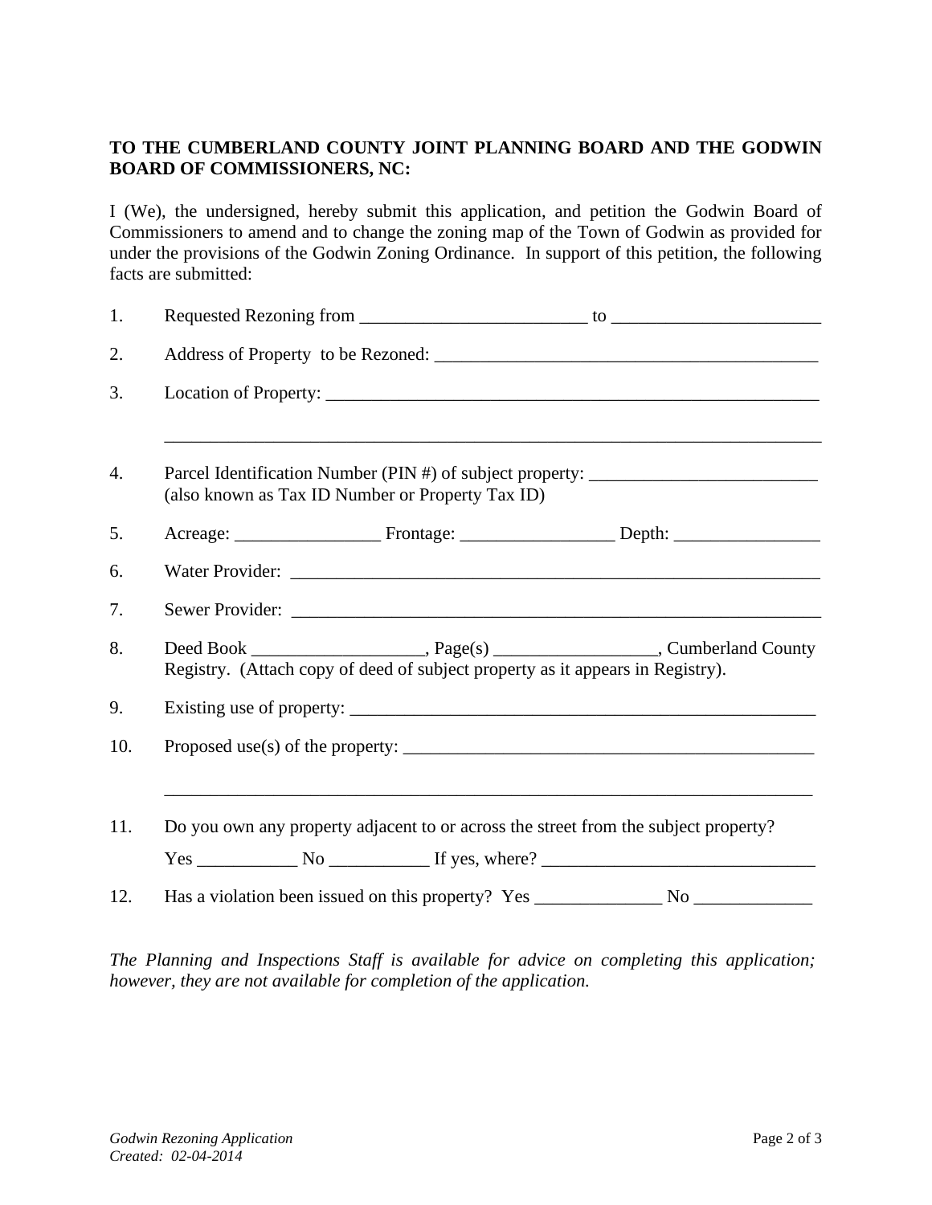**TO THE CUMBERLAND COUNTY JOINT PLANNING BOARD AND THE GODWIN BOARD OF COMMISSIONERS, NC:**

I (We), the undersigned, hereby submit this application, and petition the Godwin Board of Commissioners to amend and to change the zoning map of the Town of Godwin as provided for under the provisions of the Godwin Zoning Ordinance. In support of this petition, the following facts are submitted:

1. Requested Rezoning from _________________________ to _______________________

2. Address of Property to be Rezoned: ___________________________________________

3. Location of Property: ______________________________________________________

   ________________________________________________________________________

4. Parcel Identification Number (PIN #) of subject property: _________________________
   (also known as Tax ID Number or Property Tax ID)

5. Acreage: ________________ Frontage: _________________ Depth: ________________

6. Water Provider: ___________________________________________________________

7. Sewer Provider: ___________________________________________________________

8. Deed Book ___________________, Page(s) __________________, Cumberland County Registry. (Attach copy of deed of subject property as it appears in Registry).

9. Existing use of property: ____________________________________________________

10. Proposed use(s) of the property: ______________________________________________

    ________________________________________________________________________

11. Do you own any property adjacent to or across the street from the subject property?

    Yes ___________ No ___________ If yes, where? ______________________________

12. Has a violation been issued on this property? Yes ______________ No _____________

*The Planning and Inspections Staff is available for advice on completing this application; however, they are not available for completion of the application.*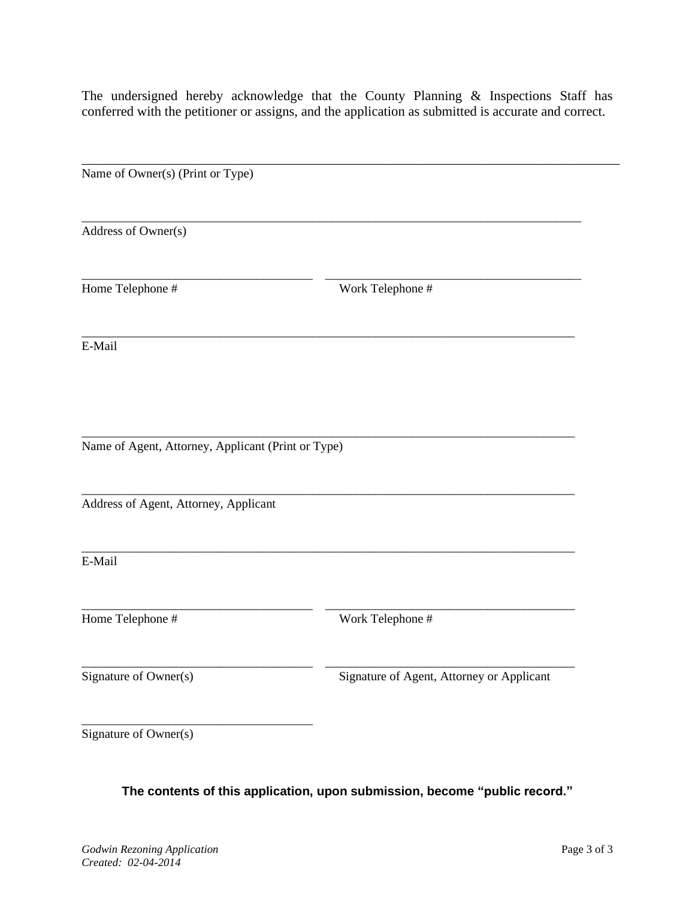The undersigned hereby acknowledge that the County Planning & Inspections Staff has conferred with the petitioner or assigns, and the application as submitted is accurate and correct.

______________________________________________________________________________
Name of Owner(s) (Print or Type)

______________________________________________________________________________
Address of Owner(s)

_____________________________________ _____________________________________
Home Telephone # Work Telephone #

______________________________________________________________________________
E-Mail

______________________________________________________________________________
Name of Agent, Attorney, Applicant (Print or Type)

______________________________________________________________________________
Address of Agent, Attorney, Applicant

______________________________________________________________________________
E-Mail

_____________________________________ _____________________________________
Home Telephone # Work Telephone #

_____________________________________ _____________________________________
Signature of Owner(s) Signature of Agent, Attorney or Applicant

_____________________________________
Signature of Owner(s)

**The contents of this application, upon submission, become "public record."**

*Godwin Rezoning Application*
*Created: 02-04-2014*